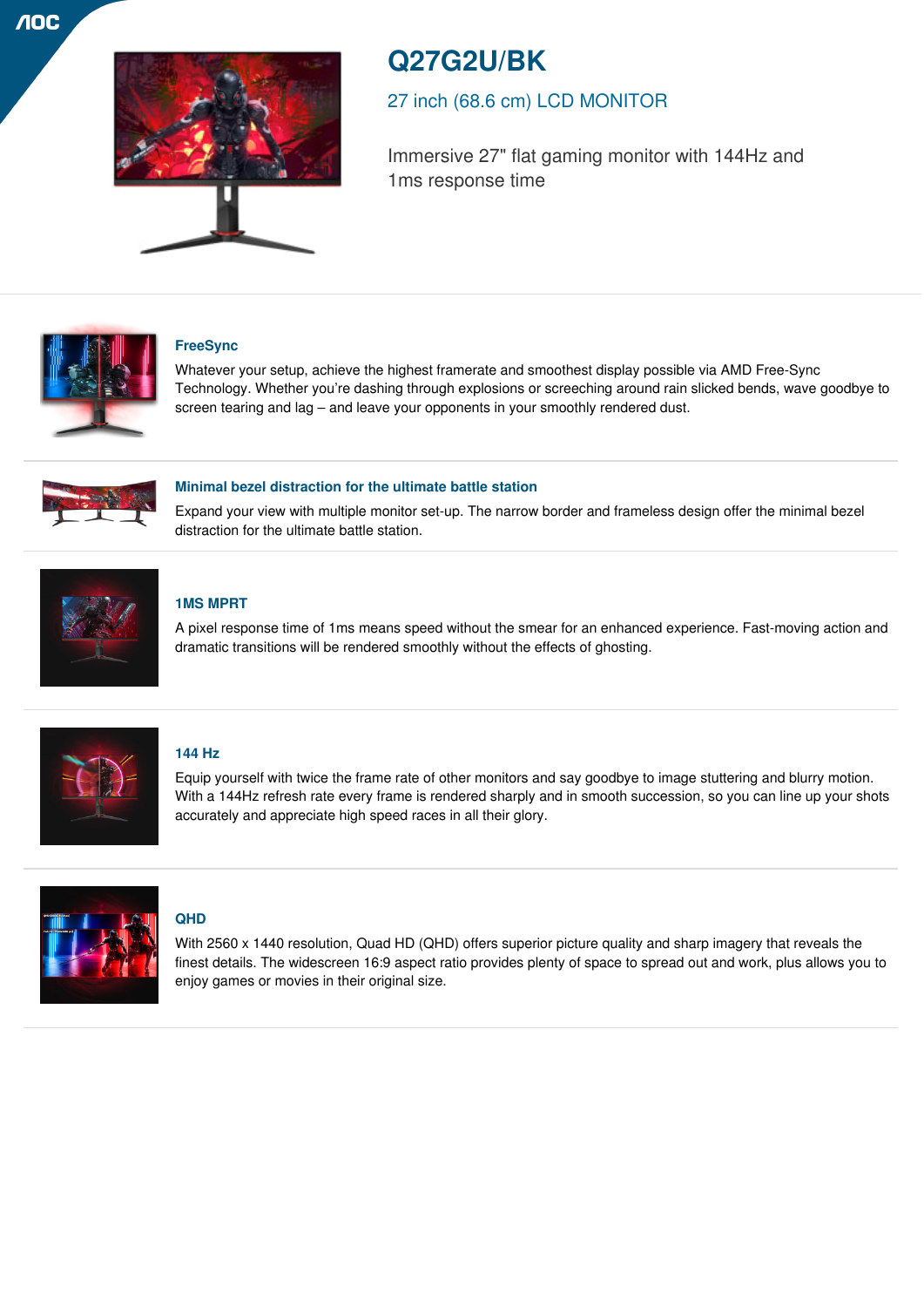# Q27G2U/BK

## 27 inch (68.6 cm) LCD MONITOR

Immersive 27" flat gaming monitor with 144Hz and 1ms response time

### FreeSync

Whatever your setup, achieve the highest framerate and smoothest display possible via AMD Free-Sync Technology. Whether you're dashing through explosions or screeching around rain slicked bends, wave goodbye to screen tearing and lag – and leave your opponents in your smoothly rendered dust.

### Minimal bezel distraction for the ultimate battle station

Expand your view with multiple monitor set-up. The narrow border and frameless design offer the minimal bezel distraction for the ultimate battle station.

### 1MS MPRT

A pixel response time of 1ms means speed without the smear for an enhanced experience. Fast-moving action and dramatic transitions will be rendered smoothly without the effects of ghosting.

### 144 Hz

Equip yourself with twice the frame rate of other monitors and say goodbye to image stuttering and blurry motion. With a 144Hz refresh rate every frame is rendered sharply and in smooth succession, so you can line up your shots accurately and appreciate high speed races in all their glory.

### QHD

With 2560 x 1440 resolution, Quad HD (QHD) offers superior picture quality and sharp imagery that reveals the finest details. The widescreen 16:9 aspect ratio provides plenty of space to spread out and work, plus allows you to enjoy games or movies in their original size.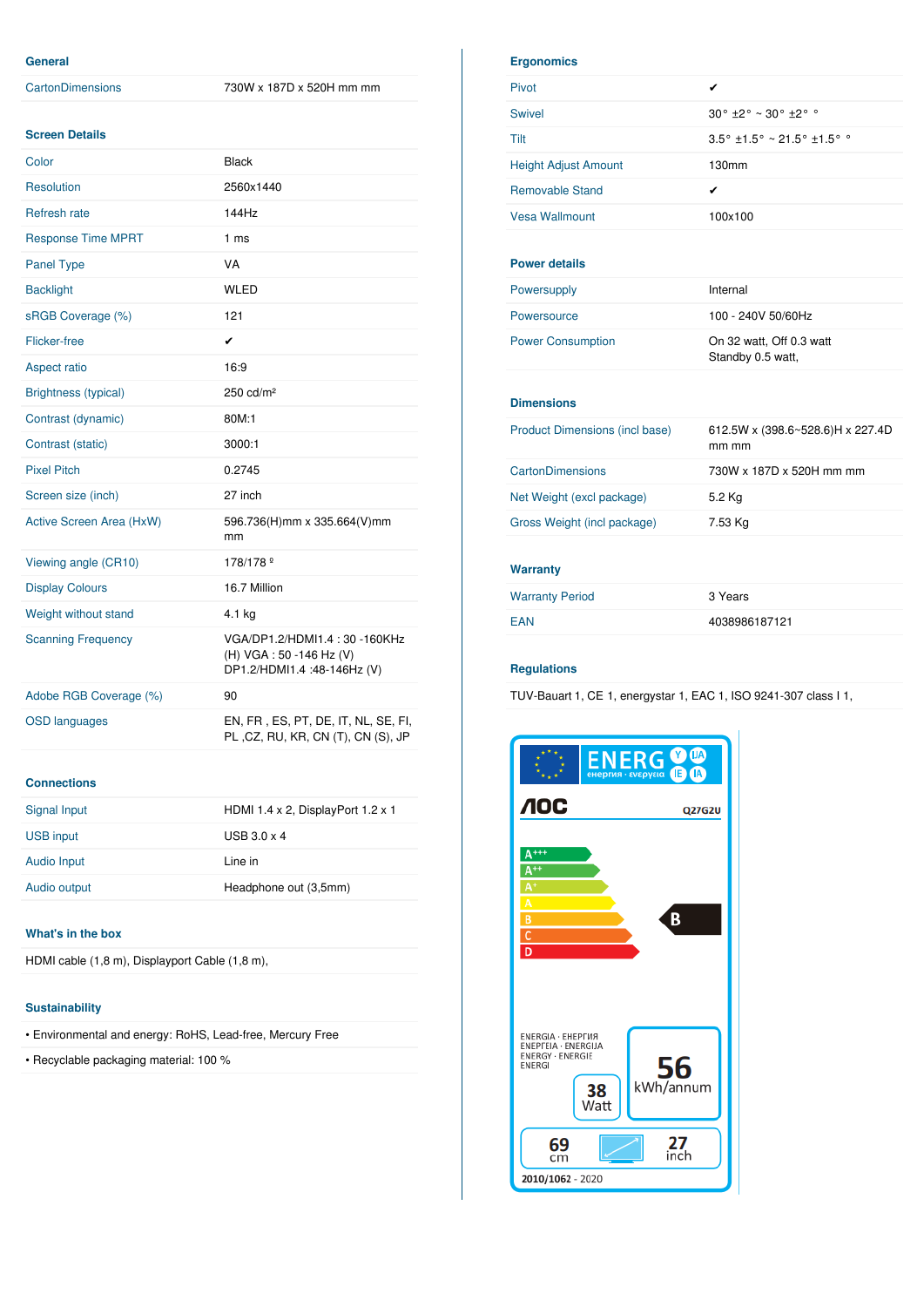## General

| | |
|---|---|
| CartonDimensions | 730W x 187D x 520H mm mm |

## Screen Details

| | |
|---|---|
| Color | Black |
| Resolution | 2560x1440 |
| Refresh rate | 144Hz |
| Response Time MPRT | 1 ms |
| Panel Type | VA |
| Backlight | WLED |
| sRGB Coverage (%) | 121 |
| Flicker-free | ✔ |
| Aspect ratio | 16:9 |
| Brightness (typical) | 250 cd/m² |
| Contrast (dynamic) | 80M:1 |
| Contrast (static) | 3000:1 |
| Pixel Pitch | 0.2745 |
| Screen size (inch) | 27 inch |
| Active Screen Area (HxW) | 596.736(H)mm x 335.664(V)mm mm |
| Viewing angle (CR10) | 178/178 º |
| Display Colours | 16.7 Million |
| Weight without stand | 4.1 kg |
| Scanning Frequency | VGA/DP1.2/HDMI1.4 : 30 -160KHz (H) VGA : 50 -146 Hz (V) DP1.2/HDMI1.4 :48-146Hz (V) |
| Adobe RGB Coverage (%) | 90 |
| OSD languages | EN, FR , ES, PT, DE, IT, NL, SE, FI, PL ,CZ, RU, KR, CN (T), CN (S), JP |

## Connections

| | |
|---|---|
| Signal Input | HDMI 1.4 x 2, DisplayPort 1.2 x 1 |
| USB input | USB 3.0 x 4 |
| Audio Input | Line in |
| Audio output | Headphone out (3,5mm) |

## What's in the box

HDMI cable (1,8 m), Displayport Cable (1,8 m),

## Sustainability

- Environmental and energy: RoHS, Lead-free, Mercury Free
- Recyclable packaging material: 100 %

## Ergonomics

| | |
|---|---|
| Pivot | ✔ |
| Swivel | 30° ±2° ~ 30° ±2° ° |
| Tilt | 3.5° ±1.5° ~ 21.5° ±1.5° ° |
| Height Adjust Amount | 130mm |
| Removable Stand | ✔ |
| Vesa Wallmount | 100x100 |

## Power details

| | |
|---|---|
| Powersupply | Internal |
| Powersource | 100 - 240V 50/60Hz |
| Power Consumption | On 32 watt, Off 0.3 watt Standby 0.5 watt, |

## Dimensions

| | |
|---|---|
| Product Dimensions (incl base) | 612.5W x (398.6~528.6)H x 227.4D mm mm |
| CartonDimensions | 730W x 187D x 520H mm mm |
| Net Weight (excl package) | 5.2 Kg |
| Gross Weight (incl package) | 7.53 Kg |

## Warranty

| | |
|---|---|
| Warranty Period | 3 Years |
| EAN | 4038986187121 |

## Regulations

TUV-Bauart 1, CE 1, energystar 1, EAC 1, ISO 9241-307 class I 1,

ENERG Y IJA енергия · ενεργεια IE IA

AOC Q27G2U

A+++
A++
A+
A
B
C
D

B

ENERGIA · ЕНЕРГИЯ
ΕΝΕΡΓΕΙΑ · ENERGIJA
ENERGY · ENERGIE
ENERGI

38 Watt

56 kWh/annum

69 cm

27 inch

2010/1062 - 2020